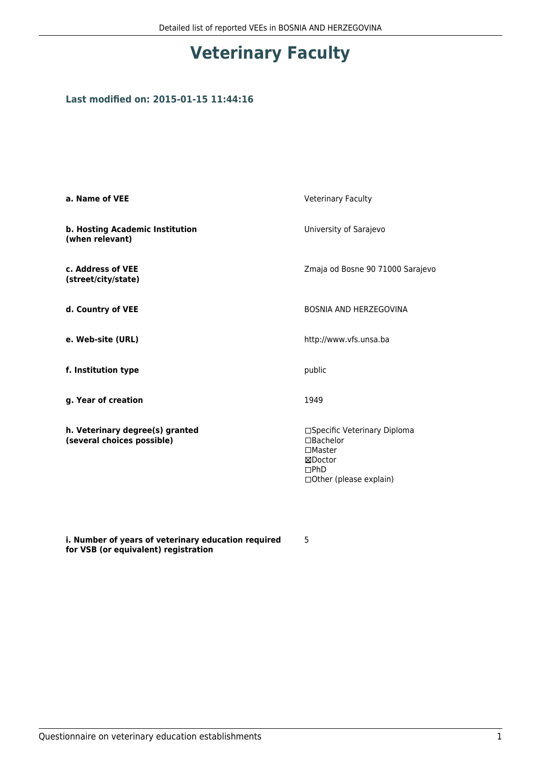# Veterinary Faculty

### Last modified on: 2015-01-15 11:44:16

| | |
|---|---|
| **a. Name of VEE** | Veterinary Faculty |
| **b. Hosting Academic Institution (when relevant)** | University of Sarajevo |
| **c. Address of VEE (street/city/state)** | Zmaja od Bosne 90 71000 Sarajevo |
| **d. Country of VEE** | BOSNIA AND HERZEGOVINA |
| **e. Web-site (URL)** | http://www.vfs.unsa.ba |
| **f. Institution type** | public |
| **g. Year of creation** | 1949 |
| **h. Veterinary degree(s) granted (several choices possible)** | ☐Specific Veterinary Diploma<br>☐Bachelor<br>☐Master<br>☒Doctor<br>☐PhD<br>☐Other (please explain) |
| **i. Number of years of veterinary education required for VSB (or equivalent) registration** | 5 |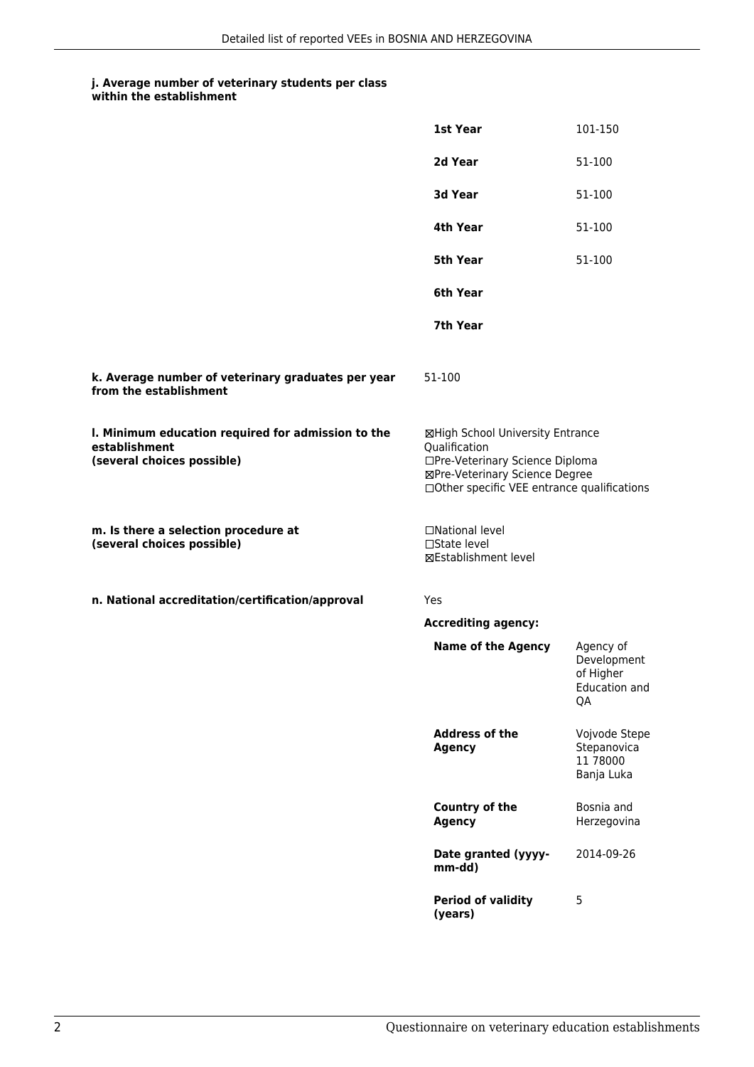#### j. Average number of veterinary students per class within the establishment

| | |
|---|---|
| **1st Year** | 101-150 |
| **2d Year** | 51-100 |
| **3d Year** | 51-100 |
| **4th Year** | 51-100 |
| **5th Year** | 51-100 |
| **6th Year** | |
| **7th Year** | |

#### k. Average number of veterinary graduates per year from the establishment

51-100

#### l. Minimum education required for admission to the establishment (several choices possible)

☒High School University Entrance Qualification
☐Pre-Veterinary Science Diploma
☒Pre-Veterinary Science Degree
☐Other specific VEE entrance qualifications

#### m. Is there a selection procedure at (several choices possible)

☐National level
☐State level
☒Establishment level

#### n. National accreditation/certification/approval

Yes

**Accrediting agency:**

| | |
|---|---|
| **Name of the Agency** | Agency of Development of Higher Education and QA |
| **Address of the Agency** | Vojvode Stepe Stepanovica 11 78000 Banja Luka |
| **Country of the Agency** | Bosnia and Herzegovina |
| **Date granted (yyyy-mm-dd)** | 2014-09-26 |
| **Period of validity (years)** | 5 |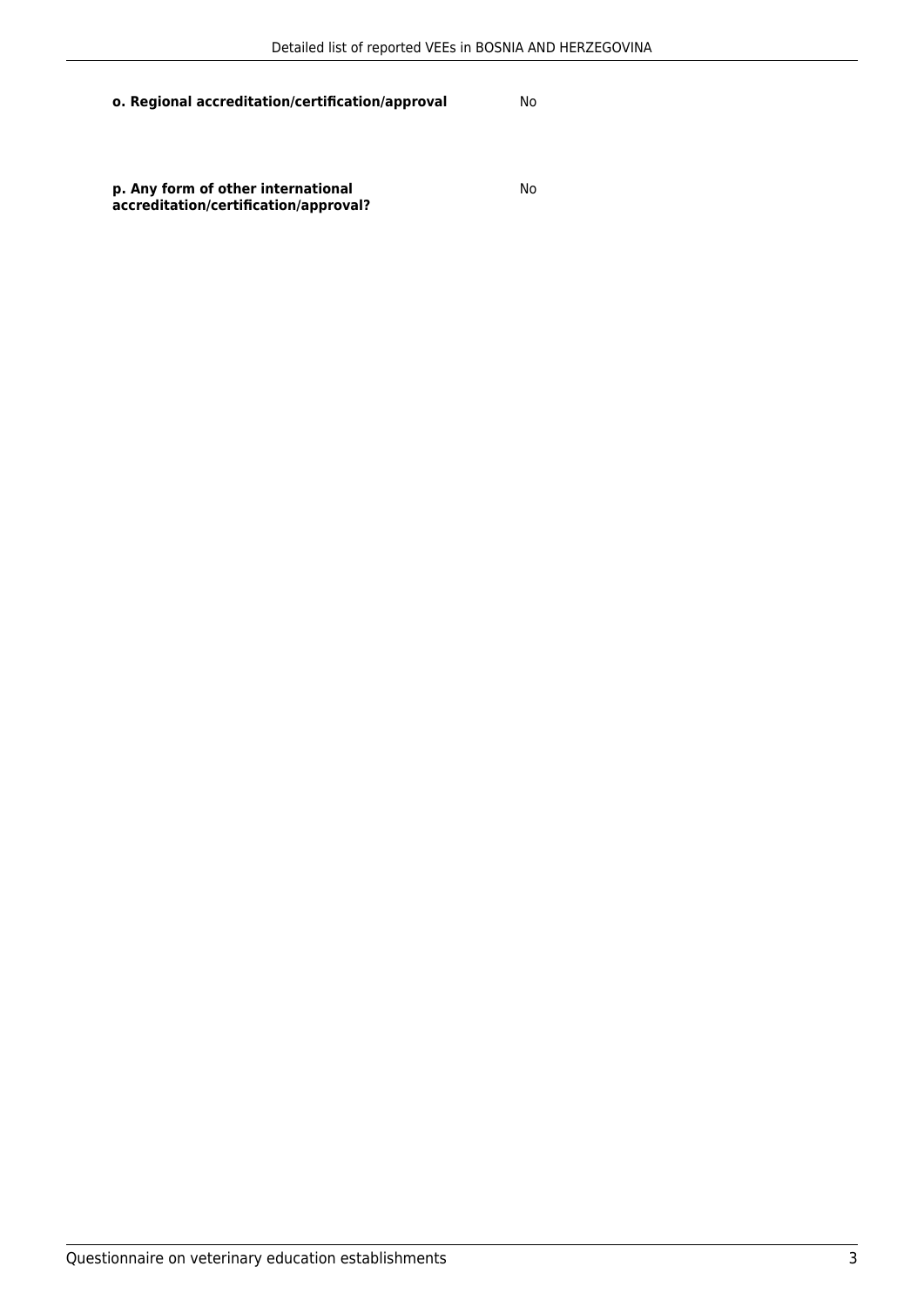| | |
|---|---|
| **o. Regional accreditation/certification/approval** | No |
| **p. Any form of other international accreditation/certification/approval?** | No |